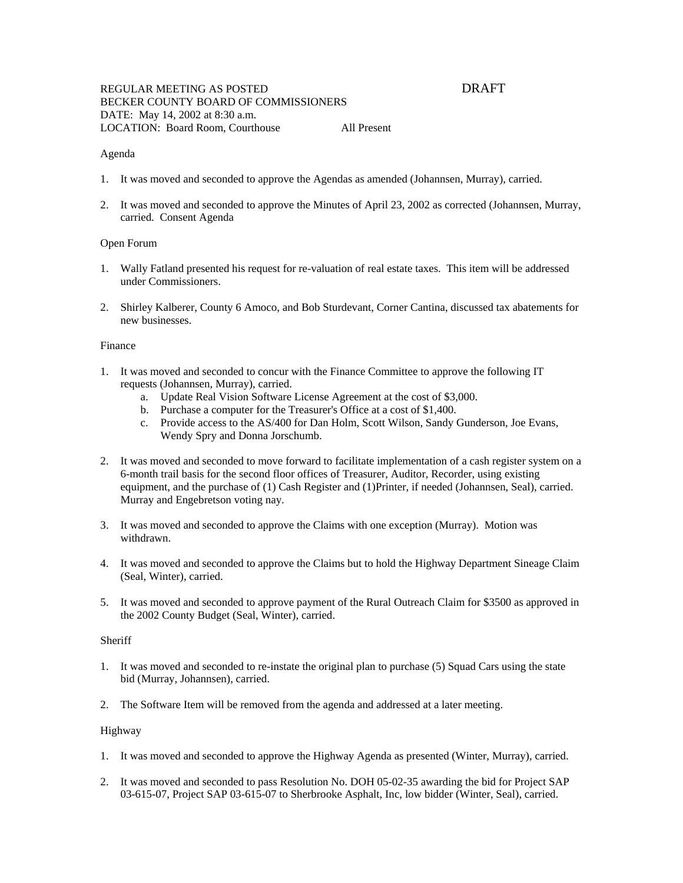REGULAR MEETING AS POSTED  DRAFT
BECKER COUNTY BOARD OF COMMISSIONERS
DATE: May 14, 2002 at 8:30 a.m.
LOCATION: Board Room, Courthouse  All Present

Agenda

1. It was moved and seconded to approve the Agendas as amended (Johannsen, Murray), carried.

2. It was moved and seconded to approve the Minutes of April 23, 2002 as corrected (Johannsen, Murray, carried. Consent Agenda

Open Forum

1. Wally Fatland presented his request for re-valuation of real estate taxes. This item will be addressed under Commissioners.

2. Shirley Kalberer, County 6 Amoco, and Bob Sturdevant, Corner Cantina, discussed tax abatements for new businesses.

Finance

1. It was moved and seconded to concur with the Finance Committee to approve the following IT requests (Johannsen, Murray), carried.
   a. Update Real Vision Software License Agreement at the cost of $3,000.
   b. Purchase a computer for the Treasurer's Office at a cost of $1,400.
   c. Provide access to the AS/400 for Dan Holm, Scott Wilson, Sandy Gunderson, Joe Evans, Wendy Spry and Donna Jorschumb.

2. It was moved and seconded to move forward to facilitate implementation of a cash register system on a 6-month trail basis for the second floor offices of Treasurer, Auditor, Recorder, using existing equipment, and the purchase of (1) Cash Register and (1)Printer, if needed (Johannsen, Seal), carried. Murray and Engebretson voting nay.

3. It was moved and seconded to approve the Claims with one exception (Murray). Motion was withdrawn.

4. It was moved and seconded to approve the Claims but to hold the Highway Department Sineage Claim (Seal, Winter), carried.

5. It was moved and seconded to approve payment of the Rural Outreach Claim for $3500 as approved in the 2002 County Budget (Seal, Winter), carried.

Sheriff

1. It was moved and seconded to re-instate the original plan to purchase (5) Squad Cars using the state bid (Murray, Johannsen), carried.

2. The Software Item will be removed from the agenda and addressed at a later meeting.

Highway

1. It was moved and seconded to approve the Highway Agenda as presented (Winter, Murray), carried.

2. It was moved and seconded to pass Resolution No. DOH 05-02-35 awarding the bid for Project SAP 03-615-07, Project SAP 03-615-07 to Sherbrooke Asphalt, Inc, low bidder (Winter, Seal), carried.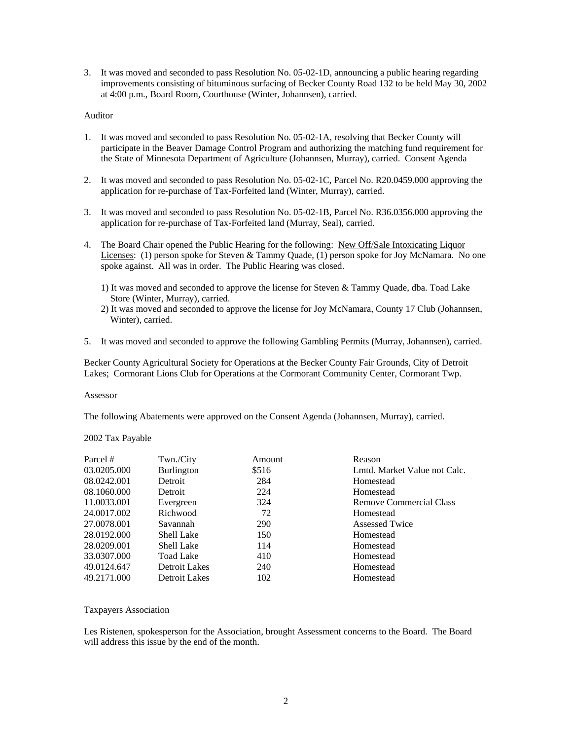3. It was moved and seconded to pass Resolution No. 05-02-1D, announcing a public hearing regarding improvements consisting of bituminous surfacing of Becker County Road 132 to be held May 30, 2002 at 4:00 p.m., Board Room, Courthouse (Winter, Johannsen), carried.

Auditor

1. It was moved and seconded to pass Resolution No. 05-02-1A, resolving that Becker County will participate in the Beaver Damage Control Program and authorizing the matching fund requirement for the State of Minnesota Department of Agriculture (Johannsen, Murray), carried. Consent Agenda

2. It was moved and seconded to pass Resolution No. 05-02-1C, Parcel No. R20.0459.000 approving the application for re-purchase of Tax-Forfeited land (Winter, Murray), carried.

3. It was moved and seconded to pass Resolution No. 05-02-1B, Parcel No. R36.0356.000 approving the application for re-purchase of Tax-Forfeited land (Murray, Seal), carried.

4. The Board Chair opened the Public Hearing for the following: New Off/Sale Intoxicating Liquor Licenses: (1) person spoke for Steven & Tammy Quade, (1) person spoke for Joy McNamara. No one spoke against. All was in order. The Public Hearing was closed.

   1) It was moved and seconded to approve the license for Steven & Tammy Quade, dba. Toad Lake Store (Winter, Murray), carried.
   2) It was moved and seconded to approve the license for Joy McNamara, County 17 Club (Johannsen, Winter), carried.

5. It was moved and seconded to approve the following Gambling Permits (Murray, Johannsen), carried.

Becker County Agricultural Society for Operations at the Becker County Fair Grounds, City of Detroit Lakes; Cormorant Lions Club for Operations at the Cormorant Community Center, Cormorant Twp.

Assessor

The following Abatements were approved on the Consent Agenda (Johannsen, Murray), carried.

2002 Tax Payable

| Parcel # | Twn./City | Amount | Reason |
|---|---|---|---|
| 03.0205.000 | Burlington | $516 | Lmtd. Market Value not Calc. |
| 08.0242.001 | Detroit | 284 | Homestead |
| 08.1060.000 | Detroit | 224 | Homestead |
| 11.0033.001 | Evergreen | 324 | Remove Commercial Class |
| 24.0017.002 | Richwood | 72 | Homestead |
| 27.0078.001 | Savannah | 290 | Assessed Twice |
| 28.0192.000 | Shell Lake | 150 | Homestead |
| 28.0209.001 | Shell Lake | 114 | Homestead |
| 33.0307.000 | Toad Lake | 410 | Homestead |
| 49.0124.647 | Detroit Lakes | 240 | Homestead |
| 49.2171.000 | Detroit Lakes | 102 | Homestead |

Taxpayers Association

Les Ristenen, spokesperson for the Association, brought Assessment concerns to the Board. The Board will address this issue by the end of the month.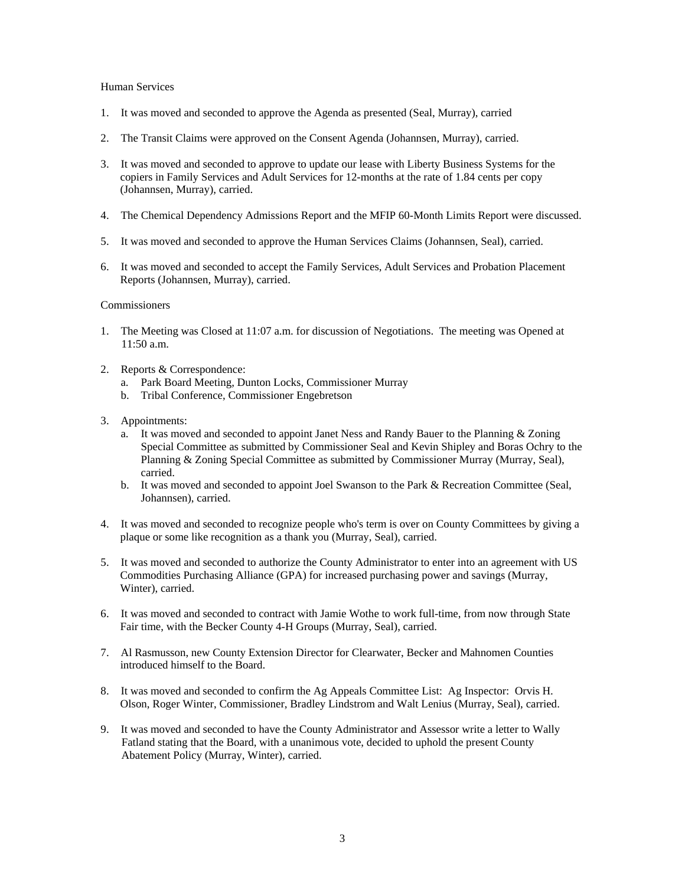Human Services

1. It was moved and seconded to approve the Agenda as presented (Seal, Murray), carried

2. The Transit Claims were approved on the Consent Agenda (Johannsen, Murray), carried.

3. It was moved and seconded to approve to update our lease with Liberty Business Systems for the copiers in Family Services and Adult Services for 12-months at the rate of 1.84 cents per copy (Johannsen, Murray), carried.

4. The Chemical Dependency Admissions Report and the MFIP 60-Month Limits Report were discussed.

5. It was moved and seconded to approve the Human Services Claims (Johannsen, Seal), carried.

6. It was moved and seconded to accept the Family Services, Adult Services and Probation Placement Reports (Johannsen, Murray), carried.

Commissioners

1. The Meeting was Closed at 11:07 a.m. for discussion of Negotiations. The meeting was Opened at 11:50 a.m.

2. Reports & Correspondence:
   a. Park Board Meeting, Dunton Locks, Commissioner Murray
   b. Tribal Conference, Commissioner Engebretson

3. Appointments:
   a. It was moved and seconded to appoint Janet Ness and Randy Bauer to the Planning & Zoning Special Committee as submitted by Commissioner Seal and Kevin Shipley and Boras Ochry to the Planning & Zoning Special Committee as submitted by Commissioner Murray (Murray, Seal), carried.
   b. It was moved and seconded to appoint Joel Swanson to the Park & Recreation Committee (Seal, Johannsen), carried.

4. It was moved and seconded to recognize people who's term is over on County Committees by giving a plaque or some like recognition as a thank you (Murray, Seal), carried.

5. It was moved and seconded to authorize the County Administrator to enter into an agreement with US Commodities Purchasing Alliance (GPA) for increased purchasing power and savings (Murray, Winter), carried.

6. It was moved and seconded to contract with Jamie Wothe to work full-time, from now through State Fair time, with the Becker County 4-H Groups (Murray, Seal), carried.

7. Al Rasmusson, new County Extension Director for Clearwater, Becker and Mahnomen Counties introduced himself to the Board.

8. It was moved and seconded to confirm the Ag Appeals Committee List: Ag Inspector: Orvis H. Olson, Roger Winter, Commissioner, Bradley Lindstrom and Walt Lenius (Murray, Seal), carried.

9. It was moved and seconded to have the County Administrator and Assessor write a letter to Wally Fatland stating that the Board, with a unanimous vote, decided to uphold the present County Abatement Policy (Murray, Winter), carried.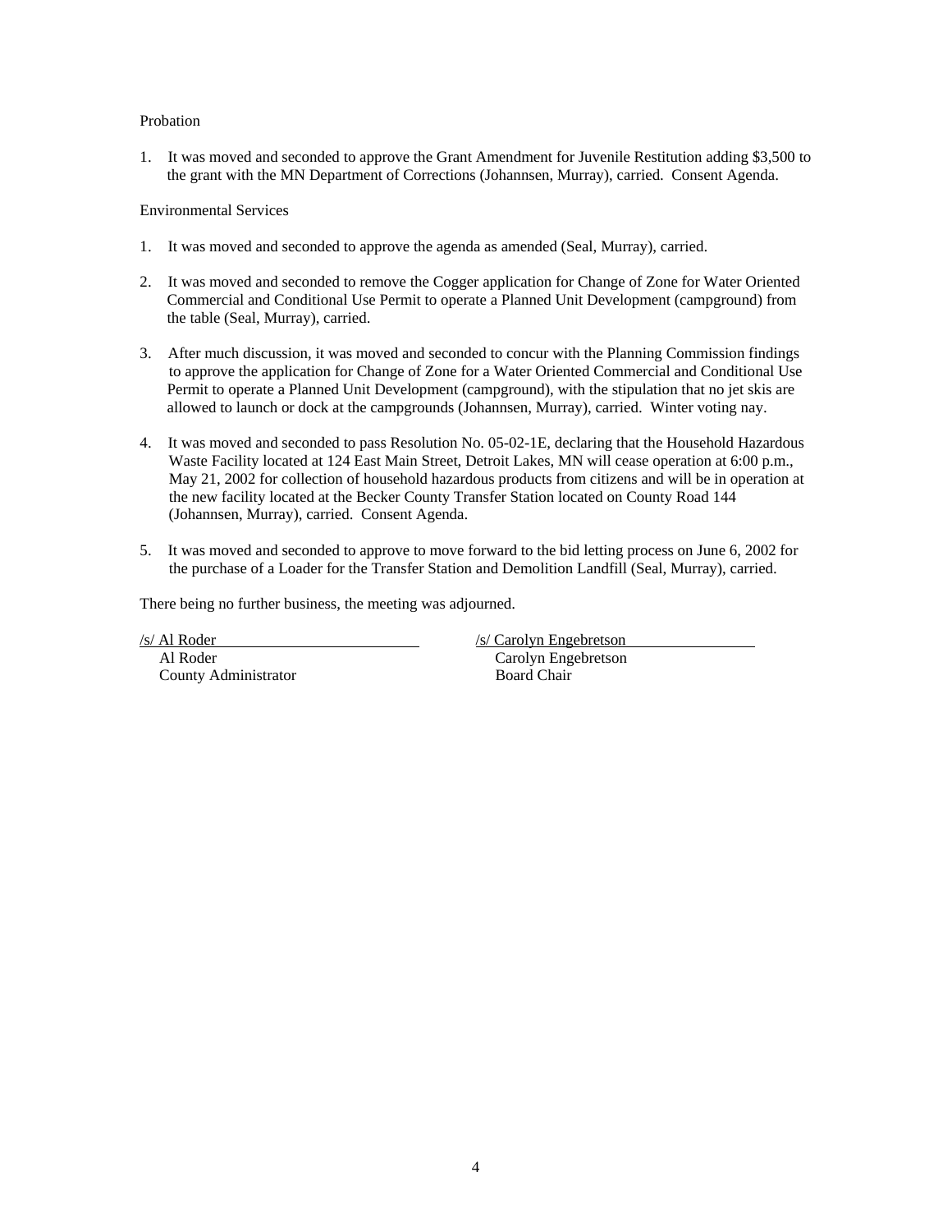Probation

1. It was moved and seconded to approve the Grant Amendment for Juvenile Restitution adding $3,500 to the grant with the MN Department of Corrections (Johannsen, Murray), carried. Consent Agenda.

Environmental Services

1. It was moved and seconded to approve the agenda as amended (Seal, Murray), carried.

2. It was moved and seconded to remove the Cogger application for Change of Zone for Water Oriented Commercial and Conditional Use Permit to operate a Planned Unit Development (campground) from the table (Seal, Murray), carried.

3. After much discussion, it was moved and seconded to concur with the Planning Commission findings to approve the application for Change of Zone for a Water Oriented Commercial and Conditional Use Permit to operate a Planned Unit Development (campground), with the stipulation that no jet skis are allowed to launch or dock at the campgrounds (Johannsen, Murray), carried. Winter voting nay.

4. It was moved and seconded to pass Resolution No. 05-02-1E, declaring that the Household Hazardous Waste Facility located at 124 East Main Street, Detroit Lakes, MN will cease operation at 6:00 p.m., May 21, 2002 for collection of household hazardous products from citizens and will be in operation at the new facility located at the Becker County Transfer Station located on County Road 144 (Johannsen, Murray), carried. Consent Agenda.

5. It was moved and seconded to approve to move forward to the bid letting process on June 6, 2002 for the purchase of a Loader for the Transfer Station and Demolition Landfill (Seal, Murray), carried.

There being no further business, the meeting was adjourned.

/s/ Al Roder
Al Roder
County Administrator

/s/ Carolyn Engebretson
Carolyn Engebretson
Board Chair